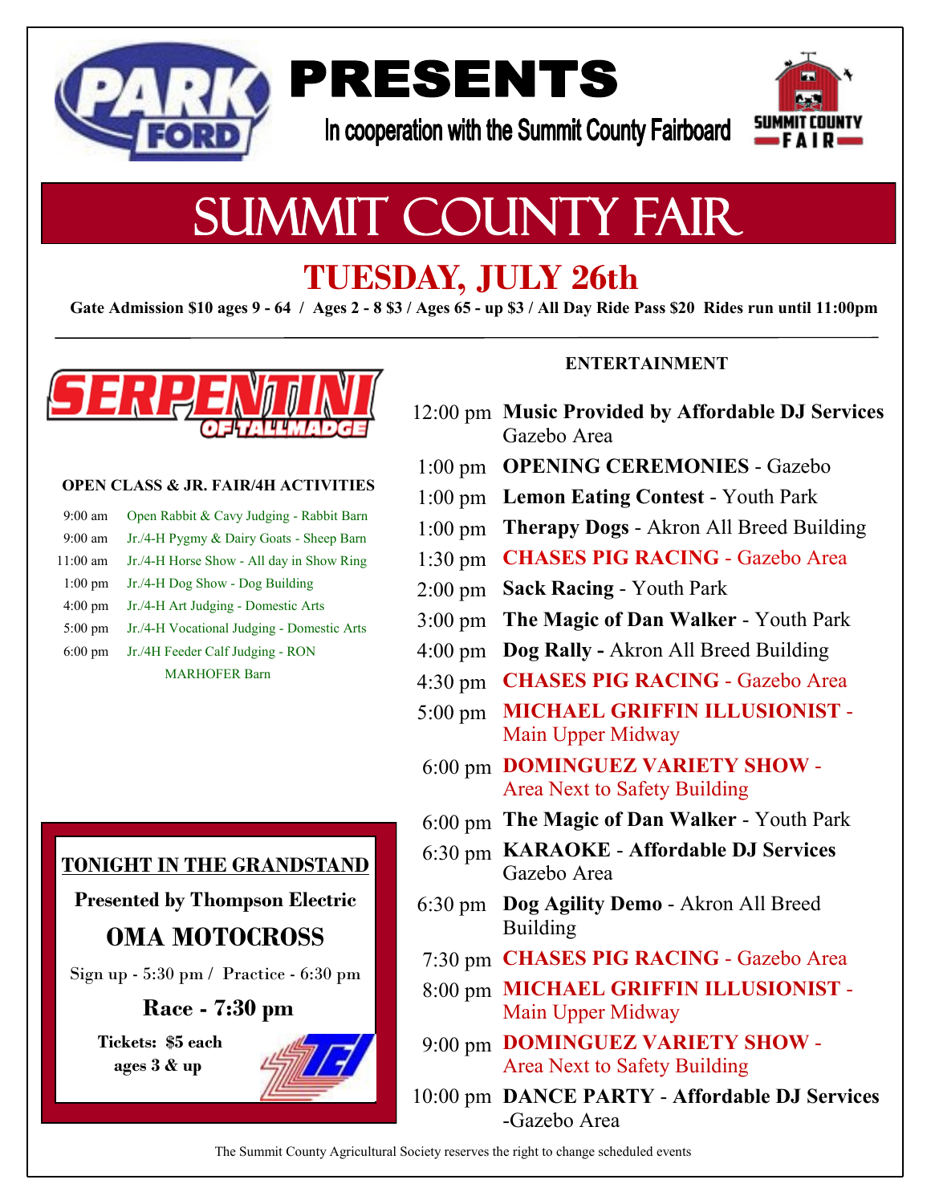PARK FORD

# PRESENTS

In cooperation with the Summit County Fairboard

SUMMIT COUNTY FAIR

# SUMMIT COUNTY FAIR

## TUESDAY, JULY 26th

**Gate Admission $10 ages 9 - 64 / Ages 2 - 8 $3 / Ages 65 - up $3 / All Day Ride Pass $20 Rides run until 11:00pm**

SERPENTINI OF TALLMADGE

**OPEN CLASS & JR. FAIR/4H ACTIVITIES**

| Time | Activity |
|---|---|
| 9:00 am | Open Rabbit & Cavy Judging - Rabbit Barn |
| 9:00 am | Jr./4-H Pygmy & Dairy Goats - Sheep Barn |
| 11:00 am | Jr./4-H Horse Show - All day in Show Ring |
| 1:00 pm | Jr./4-H Dog Show - Dog Building |
| 4:00 pm | Jr./4-H Art Judging - Domestic Arts |
| 5:00 pm | Jr./4-H Vocational Judging - Domestic Arts |
| 6:00 pm | Jr./4H Feeder Calf Judging - RON MARHOFER Barn |

**TONIGHT IN THE GRANDSTAND**

**Presented by Thompson Electric**

**OMA MOTOCROSS**

Sign up - 5:30 pm / Practice - 6:30 pm

**Race - 7:30 pm**

**Tickets: $5 each ages 3 & up**

**ENTERTAINMENT**

| Time | Event |
|---|---|
| 12:00 pm | **Music Provided by Affordable DJ Services** Gazebo Area |
| 1:00 pm | **OPENING CEREMONIES** - Gazebo |
| 1:00 pm | **Lemon Eating Contest** - Youth Park |
| 1:00 pm | **Therapy Dogs** - Akron All Breed Building |
| 1:30 pm | **CHASES PIG RACING** - Gazebo Area |
| 2:00 pm | **Sack Racing** - Youth Park |
| 3:00 pm | **The Magic of Dan Walker** - Youth Park |
| 4:00 pm | **Dog Rally -** Akron All Breed Building |
| 4:30 pm | **CHASES PIG RACING** - Gazebo Area |
| 5:00 pm | **MICHAEL GRIFFIN ILLUSIONIST -** Main Upper Midway |
| 6:00 pm | **DOMINGUEZ VARIETY SHOW** - Area Next to Safety Building |
| 6:00 pm | **The Magic of Dan Walker** - Youth Park |
| 6:30 pm | **KARAOKE** - **Affordable DJ Services** Gazebo Area |
| 6:30 pm | **Dog Agility Demo** - Akron All Breed Building |
| 7:30 pm | **CHASES PIG RACING** - Gazebo Area |
| 8:00 pm | **MICHAEL GRIFFIN ILLUSIONIST -** Main Upper Midway |
| 9:00 pm | **DOMINGUEZ VARIETY SHOW** - Area Next to Safety Building |
| 10:00 pm | **DANCE PARTY** - **Affordable DJ Services** -Gazebo Area |

The Summit County Agricultural Society reserves the right to change scheduled events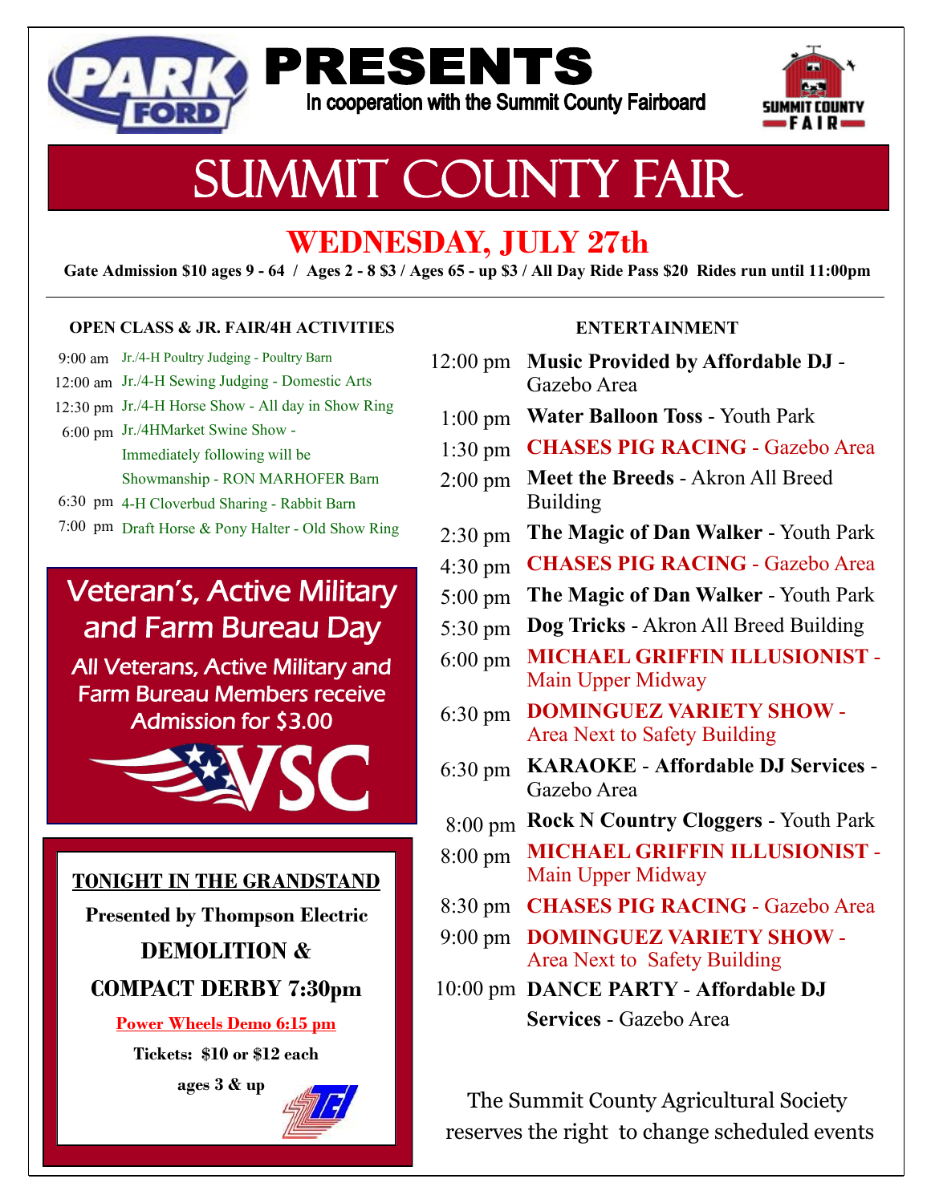PARK FORD **PRESENTS**

In cooperation with the Summit County Fairboard

SUMMIT COUNTY FAIR

# SUMMIT COUNTY FAIR

## WEDNESDAY, JULY 27th

**Gate Admission $10 ages 9 - 64 / Ages 2 - 8 $3 / Ages 65 - up $3 / All Day Ride Pass $20 Rides run until 11:00pm**

### OPEN CLASS & JR. FAIR/4H ACTIVITIES

| Time | Activity |
|---|---|
| 9:00 am | Jr./4-H Poultry Judging - Poultry Barn |
| 12:00 am | Jr./4-H Sewing Judging - Domestic Arts |
| 12:30 pm | Jr./4-H Horse Show - All day in Show Ring |
| 6:00 pm | Jr./4HMarket Swine Show - Immediately following will be Showmanship - RON MARHOFER Barn |
| 6:30 pm | 4-H Cloverbud Sharing - Rabbit Barn |
| 7:00 pm | Draft Horse & Pony Halter - Old Show Ring |

## Veteran's, Active Military and Farm Bureau Day

All Veterans, Active Military and Farm Bureau Members receive Admission for $3.00

VSC

**TONIGHT IN THE GRANDSTAND**

**Presented by Thompson Electric**

**DEMOLITION &**

**COMPACT DERBY 7:30pm**

**Power Wheels Demo 6:15 pm**

**Tickets: $10 or $12 each**

**ages 3 & up**

TEI

### ENTERTAINMENT

| Time | Event |
|---|---|
| 12:00 pm | **Music Provided by Affordable DJ** - Gazebo Area |
| 1:00 pm | **Water Balloon Toss** - Youth Park |
| 1:30 pm | **CHASES PIG RACING** - Gazebo Area |
| 2:00 pm | **Meet the Breeds** - Akron All Breed Building |
| 2:30 pm | **The Magic of Dan Walker** - Youth Park |
| 4:30 pm | **CHASES PIG RACING** - Gazebo Area |
| 5:00 pm | **The Magic of Dan Walker** - Youth Park |
| 5:30 pm | **Dog Tricks** - Akron All Breed Building |
| 6:00 pm | **MICHAEL GRIFFIN ILLUSIONIST** - Main Upper Midway |
| 6:30 pm | **DOMINGUEZ VARIETY SHOW** - Area Next to Safety Building |
| 6:30 pm | **KARAOKE - Affordable DJ Services** - Gazebo Area |
| 8:00 pm | **Rock N Country Cloggers** - Youth Park |
| 8:00 pm | **MICHAEL GRIFFIN ILLUSIONIST** - Main Upper Midway |
| 8:30 pm | **CHASES PIG RACING** - Gazebo Area |
| 9:00 pm | **DOMINGUEZ VARIETY SHOW** - Area Next to Safety Building |
| 10:00 pm | **DANCE PARTY - Affordable DJ Services** - Gazebo Area |

The Summit County Agricultural Society reserves the right to change scheduled events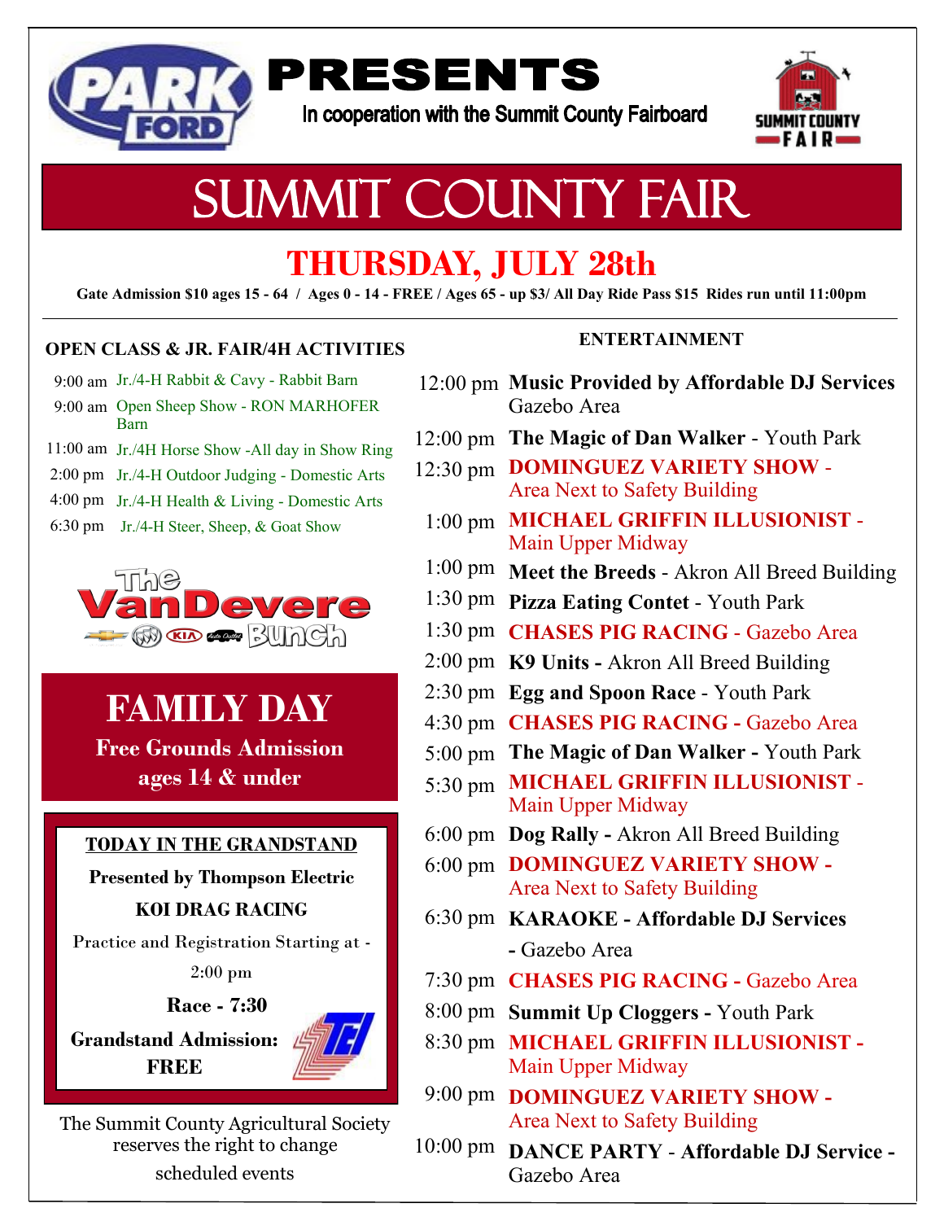PARK FORD

# PRESENTS

In cooperation with the Summit County Fairboard

SUMMIT COUNTY FAIR

# SUMMIT COUNTY FAIR

## THURSDAY, JULY 28th

**Gate Admission $10 ages 15 - 64 / Ages 0 - 14 - FREE / Ages 65 - up $3/ All Day Ride Pass $15 Rides run until 11:00pm**

### OPEN CLASS & JR. FAIR/4H ACTIVITIES

| | |
|---|---|
| 9:00 am | Jr./4-H Rabbit & Cavy - Rabbit Barn |
| 9:00 am | Open Sheep Show - RON MARHOFER Barn |
| 11:00 am | Jr./4H Horse Show -All day in Show Ring |
| 2:00 pm | Jr./4-H Outdoor Judging - Domestic Arts |
| 4:00 pm | Jr./4-H Health & Living - Domestic Arts |
| 6:30 pm | Jr./4-H Steer, Sheep, & Goat Show |

The VanDevere Bunch

## FAMILY DAY

**Free Grounds Admission ages 14 & under**

**TODAY IN THE GRANDSTAND**

**Presented by Thompson Electric**

**KOI DRAG RACING**

Practice and Registration Starting at - 2:00 pm

**Race - 7:30**

**Grandstand Admission: FREE**

The Summit County Agricultural Society reserves the right to change scheduled events

### ENTERTAINMENT

| | |
|---|---|
| 12:00 pm | **Music Provided by Affordable DJ Services** Gazebo Area |
| 12:00 pm | **The Magic of Dan Walker** - Youth Park |
| 12:30 pm | **DOMINGUEZ VARIETY SHOW** - Area Next to Safety Building |
| 1:00 pm | **MICHAEL GRIFFIN ILLUSIONIST** - Main Upper Midway |
| 1:00 pm | **Meet the Breeds** - Akron All Breed Building |
| 1:30 pm | **Pizza Eating Contet** - Youth Park |
| 1:30 pm | **CHASES PIG RACING** - Gazebo Area |
| 2:00 pm | **K9 Units -** Akron All Breed Building |
| 2:30 pm | **Egg and Spoon Race** - Youth Park |
| 4:30 pm | **CHASES PIG RACING -** Gazebo Area |
| 5:00 pm | **The Magic of Dan Walker -** Youth Park |
| 5:30 pm | **MICHAEL GRIFFIN ILLUSIONIST** - Main Upper Midway |
| 6:00 pm | **Dog Rally -** Akron All Breed Building |
| 6:00 pm | **DOMINGUEZ VARIETY SHOW -** Area Next to Safety Building |
| 6:30 pm | **KARAOKE - Affordable DJ Services** - Gazebo Area |
| 7:30 pm | **CHASES PIG RACING -** Gazebo Area |
| 8:00 pm | **Summit Up Cloggers -** Youth Park |
| 8:30 pm | **MICHAEL GRIFFIN ILLUSIONIST -** Main Upper Midway |
| 9:00 pm | **DOMINGUEZ VARIETY SHOW -** Area Next to Safety Building |
| 10:00 pm | **DANCE PARTY** - **Affordable DJ Service -** Gazebo Area |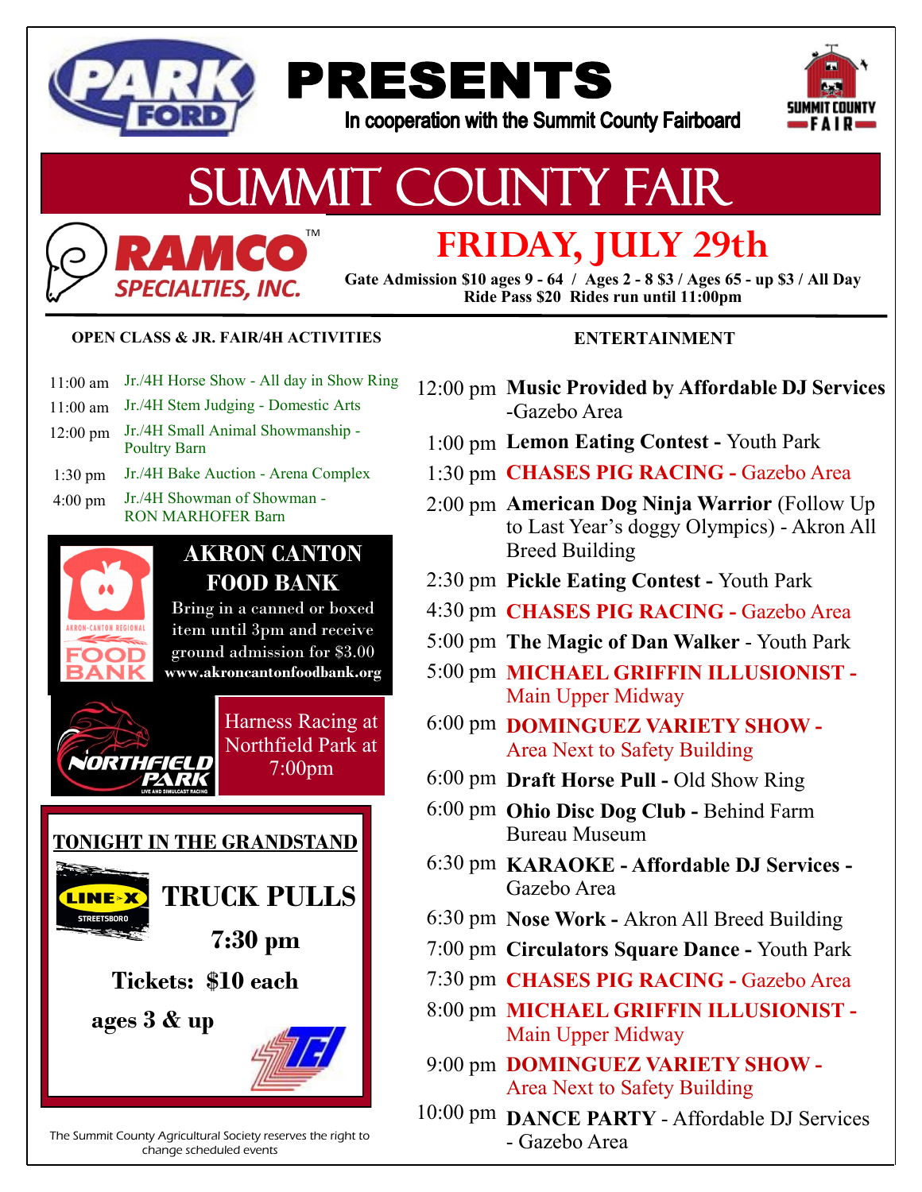# PARK FORD PRESENTS

In cooperation with the Summit County Fairboard

# SUMMIT COUNTY FAIR

RAMCO SPECIALTIES, INC.

## FRIDAY, JULY 29th

**Gate Admission $10 ages 9 - 64 / Ages 2 - 8 $3 / Ages 65 - up $3 / All Day**
**Ride Pass $20 Rides run until 11:00pm**

### OPEN CLASS & JR. FAIR/4H ACTIVITIES

| Time | Activity |
|---|---|
| 11:00 am | Jr./4H Horse Show - All day in Show Ring |
| 11:00 am | Jr./4H Stem Judging - Domestic Arts |
| 12:00 pm | Jr./4H Small Animal Showmanship - Poultry Barn |
| 1:30 pm | Jr./4H Bake Auction - Arena Complex |
| 4:00 pm | Jr./4H Showman of Showman - RON MARHOFER Barn |

### AKRON CANTON FOOD BANK

Bring in a canned or boxed item until 3pm and receive ground admission for $3.00
**www.akroncantonfoodbank.org**

Harness Racing at Northfield Park at 7:00pm

### TONIGHT IN THE GRANDSTAND

**TRUCK PULLS**

**7:30 pm**

**Tickets: $10 each**

**ages 3 & up**

### ENTERTAINMENT

| Time | Event |
|---|---|
| 12:00 pm | **Music Provided by Affordable DJ Services** -Gazebo Area |
| 1:00 pm | **Lemon Eating Contest -** Youth Park |
| 1:30 pm | **CHASES PIG RACING -** Gazebo Area |
| 2:00 pm | **American Dog Ninja Warrior** (Follow Up to Last Year's doggy Olympics) - Akron All Breed Building |
| 2:30 pm | **Pickle Eating Contest -** Youth Park |
| 4:30 pm | **CHASES PIG RACING -** Gazebo Area |
| 5:00 pm | **The Magic of Dan Walker** - Youth Park |
| 5:00 pm | **MICHAEL GRIFFIN ILLUSIONIST -** Main Upper Midway |
| 6:00 pm | **DOMINGUEZ VARIETY SHOW -** Area Next to Safety Building |
| 6:00 pm | **Draft Horse Pull -** Old Show Ring |
| 6:00 pm | **Ohio Disc Dog Club -** Behind Farm Bureau Museum |
| 6:30 pm | **KARAOKE - Affordable DJ Services -** Gazebo Area |
| 6:30 pm | **Nose Work -** Akron All Breed Building |
| 7:00 pm | **Circulators Square Dance -** Youth Park |
| 7:30 pm | **CHASES PIG RACING -** Gazebo Area |
| 8:00 pm | **MICHAEL GRIFFIN ILLUSIONIST -** Main Upper Midway |
| 9:00 pm | **DOMINGUEZ VARIETY SHOW -** Area Next to Safety Building |
| 10:00 pm | **DANCE PARTY** - Affordable DJ Services - Gazebo Area |

*The Summit County Agricultural Society reserves the right to change scheduled events*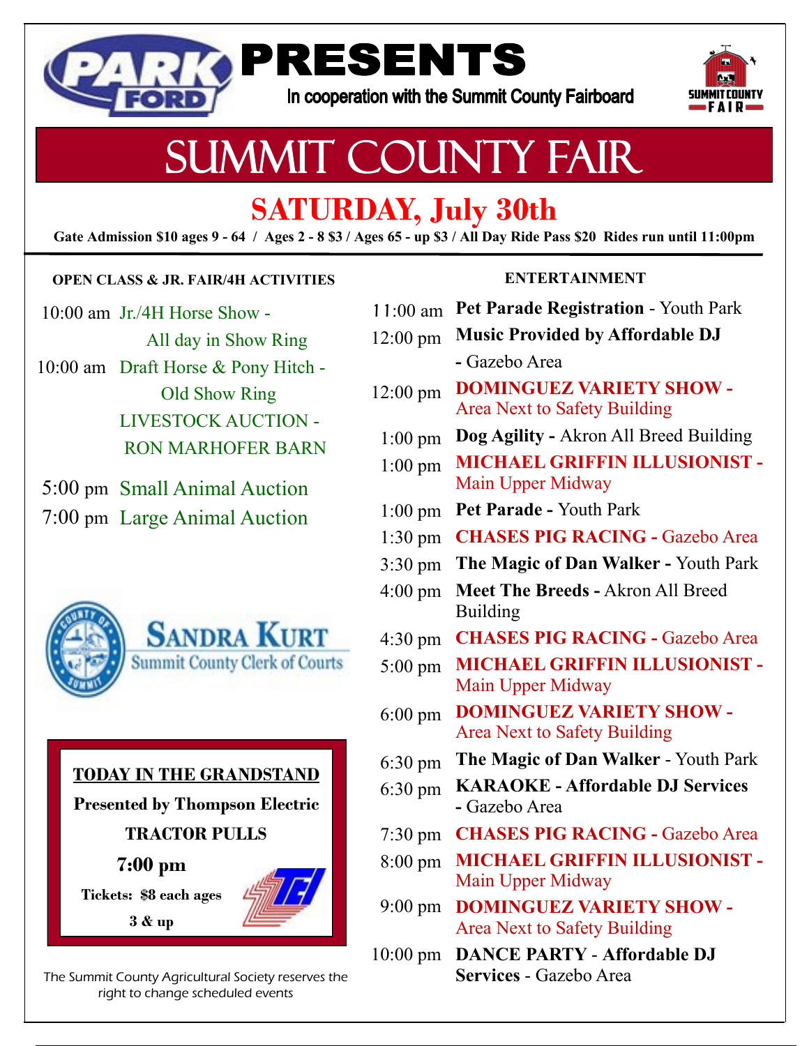PARK FORD

# PRESENTS

In cooperation with the Summit County Fairboard

SUMMIT COUNTY FAIR

# SUMMIT COUNTY FAIR

## SATURDAY, July 30th

**Gate Admission $10 ages 9 - 64 / Ages 2 - 8 $3 / Ages 65 - up $3 / All Day Ride Pass $20 Rides run until 11:00pm**

### OPEN CLASS & JR. FAIR/4H ACTIVITIES

10:00 am Jr./4H Horse Show - All day in Show Ring

10:00 am Draft Horse & Pony Hitch - Old Show Ring

LIVESTOCK AUCTION - RON MARHOFER BARN

5:00 pm Small Animal Auction

7:00 pm Large Animal Auction

SANDRA KURT
Summit County Clerk of Courts

**TODAY IN THE GRANDSTAND**

**Presented by Thompson Electric**

**TRACTOR PULLS**

**7:00 pm**

**Tickets: $8 each ages 3 & up**

The Summit County Agricultural Society reserves the right to change scheduled events

### ENTERTAINMENT

| Time | Event |
|---|---|
| 11:00 am | **Pet Parade Registration** - Youth Park |
| 12:00 pm | **Music Provided by Affordable DJ** - Gazebo Area |
| 12:00 pm | **DOMINGUEZ VARIETY SHOW -** Area Next to Safety Building |
| 1:00 pm | **Dog Agility -** Akron All Breed Building |
| 1:00 pm | **MICHAEL GRIFFIN ILLUSIONIST -** Main Upper Midway |
| 1:00 pm | **Pet Parade -** Youth Park |
| 1:30 pm | **CHASES PIG RACING -** Gazebo Area |
| 3:30 pm | **The Magic of Dan Walker -** Youth Park |
| 4:00 pm | **Meet The Breeds -** Akron All Breed Building |
| 4:30 pm | **CHASES PIG RACING -** Gazebo Area |
| 5:00 pm | **MICHAEL GRIFFIN ILLUSIONIST -** Main Upper Midway |
| 6:00 pm | **DOMINGUEZ VARIETY SHOW -** Area Next to Safety Building |
| 6:30 pm | **The Magic of Dan Walker** - Youth Park |
| 6:30 pm | **KARAOKE - Affordable DJ Services** - Gazebo Area |
| 7:30 pm | **CHASES PIG RACING -** Gazebo Area |
| 8:00 pm | **MICHAEL GRIFFIN ILLUSIONIST -** Main Upper Midway |
| 9:00 pm | **DOMINGUEZ VARIETY SHOW -** Area Next to Safety Building |
| 10:00 pm | **DANCE PARTY - Affordable DJ Services** - Gazebo Area |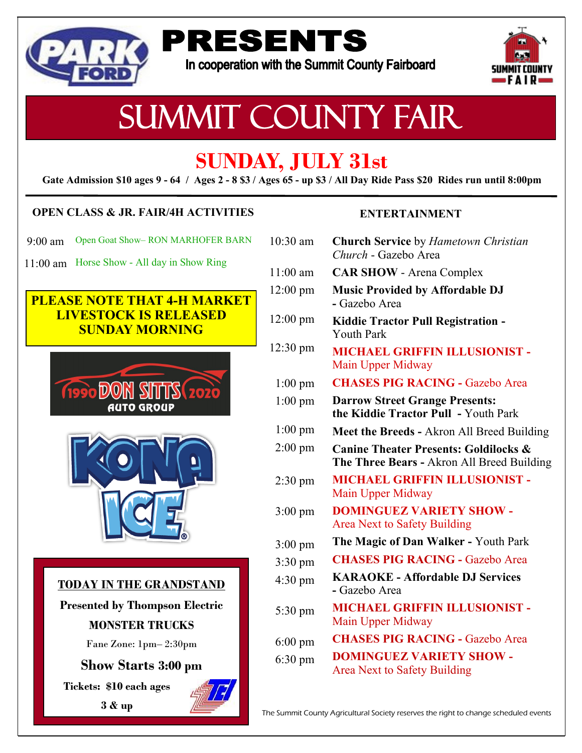PARK FORD

# PRESENTS

In cooperation with the Summit County Fairboard

SUMMIT COUNTY FAIR

# SUMMIT COUNTY FAIR

## SUNDAY, JULY 31st

**Gate Admission $10 ages 9 - 64 / Ages 2 - 8 $3 / Ages 65 - up $3 / All Day Ride Pass $20 Rides run until 8:00pm**

### OPEN CLASS & JR. FAIR/4H ACTIVITIES

| Time | Activity |
|---|---|
| 9:00 am | Open Goat Show– RON MARHOFER BARN |
| 11:00 am | Horse Show - All day in Show Ring |

**PLEASE NOTE THAT 4-H MARKET LIVESTOCK IS RELEASED SUNDAY MORNING**

1990 DON SITTS 2020 AUTO GROUP

KONA ICE

### TODAY IN THE GRANDSTAND

**Presented by Thompson Electric**

**MONSTER TRUCKS**

Fane Zone: 1pm– 2:30pm

**Show Starts 3:00 pm**

**Tickets: $10 each ages 3 & up**

### ENTERTAINMENT

| Time | Event |
|---|---|
| 10:30 am | **Church Service** by *Hametown Christian Church* - Gazebo Area |
| 11:00 am | **CAR SHOW** - Arena Complex |
| 12:00 pm | **Music Provided by Affordable DJ** - Gazebo Area |
| 12:00 pm | **Kiddie Tractor Pull Registration** - Youth Park |
| 12:30 pm | **MICHAEL GRIFFIN ILLUSIONIST** - Main Upper Midway |
| 1:00 pm | **CHASES PIG RACING** - Gazebo Area |
| 1:00 pm | **Darrow Street Grange Presents: the Kiddie Tractor Pull** - Youth Park |
| 1:00 pm | **Meet the Breeds** - Akron All Breed Building |
| 2:00 pm | **Canine Theater Presents: Goldilocks & The Three Bears** - Akron All Breed Building |
| 2:30 pm | **MICHAEL GRIFFIN ILLUSIONIST** - Main Upper Midway |
| 3:00 pm | **DOMINGUEZ VARIETY SHOW** - Area Next to Safety Building |
| 3:00 pm | **The Magic of Dan Walker** - Youth Park |
| 3:30 pm | **CHASES PIG RACING** - Gazebo Area |
| 4:30 pm | **KARAOKE - Affordable DJ Services** - Gazebo Area |
| 5:30 pm | **MICHAEL GRIFFIN ILLUSIONIST** - Main Upper Midway |
| 6:00 pm | **CHASES PIG RACING** - Gazebo Area |
| 6:30 pm | **DOMINGUEZ VARIETY SHOW** - Area Next to Safety Building |

The Summit County Agricultural Society reserves the right to change scheduled events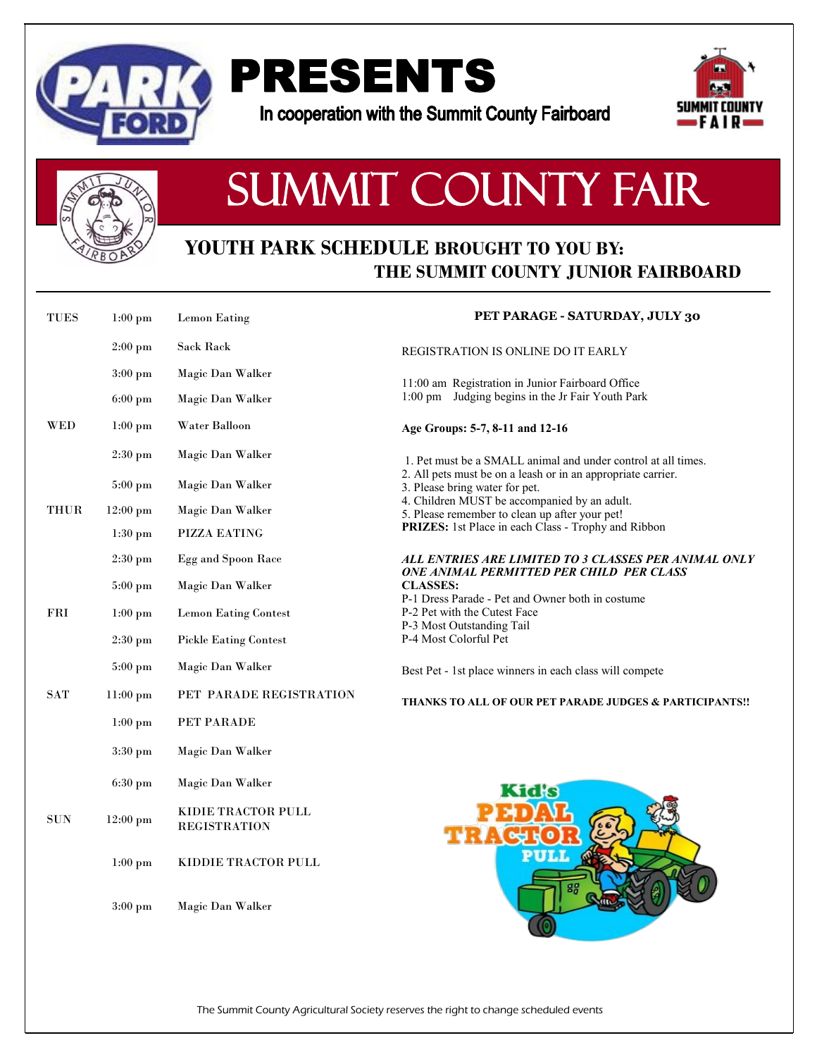PRESENTS

In cooperation with the Summit County Fairboard

# SUMMIT COUNTY FAIR

## YOUTH PARK SCHEDULE BROUGHT TO YOU BY: THE SUMMIT COUNTY JUNIOR FAIRBOARD

| | | |
|---|---|---|
| TUES | 1:00 pm | Lemon Eating |
| | 2:00 pm | Sack Rack |
| | 3:00 pm | Magic Dan Walker |
| | 6:00 pm | Magic Dan Walker |
| WED | 1:00 pm | Water Balloon |
| | 2:30 pm | Magic Dan Walker |
| | 5:00 pm | Magic Dan Walker |
| THUR | 12:00 pm | Magic Dan Walker |
| | 1:30 pm | PIZZA EATING |
| | 2:30 pm | Egg and Spoon Race |
| | 5:00 pm | Magic Dan Walker |
| FRI | 1:00 pm | Lemon Eating Contest |
| | 2:30 pm | Pickle Eating Contest |
| | 5:00 pm | Magic Dan Walker |
| SAT | 11:00 pm | PET PARADE REGISTRATION |
| | 1:00 pm | PET PARADE |
| | 3:30 pm | Magic Dan Walker |
| | 6:30 pm | Magic Dan Walker |
| SUN | 12:00 pm | KIDIE TRACTOR PULL REGISTRATION |
| | 1:00 pm | KIDDIE TRACTOR PULL |
| | 3:00 pm | Magic Dan Walker |

**PET PARAGE - SATURDAY, JULY 30**

REGISTRATION IS ONLINE DO IT EARLY

11:00 am Registration in Junior Fairboard Office
1:00 pm Judging begins in the Jr Fair Youth Park

**Age Groups: 5-7, 8-11 and 12-16**

1. Pet must be a SMALL animal and under control at all times.
2. All pets must be on a leash or in an appropriate carrier.
3. Please bring water for pet.
4. Children MUST be accompanied by an adult.
5. Please remember to clean up after your pet!

**PRIZES:** 1st Place in each Class - Trophy and Ribbon

***ALL ENTRIES ARE LIMITED TO 3 CLASSES PER ANIMAL ONLY***
***ONE ANIMAL PERMITTED PER CHILD PER CLASS***

**CLASSES:**
P-1 Dress Parade - Pet and Owner both in costume
P-2 Pet with the Cutest Face
P-3 Most Outstanding Tail
P-4 Most Colorful Pet

Best Pet - 1st place winners in each class will compete

**THANKS TO ALL OF OUR PET PARADE JUDGES & PARTICIPANTS!!**

Kid's PEDAL TRACTOR PULL

The Summit County Agricultural Society reserves the right to change scheduled events